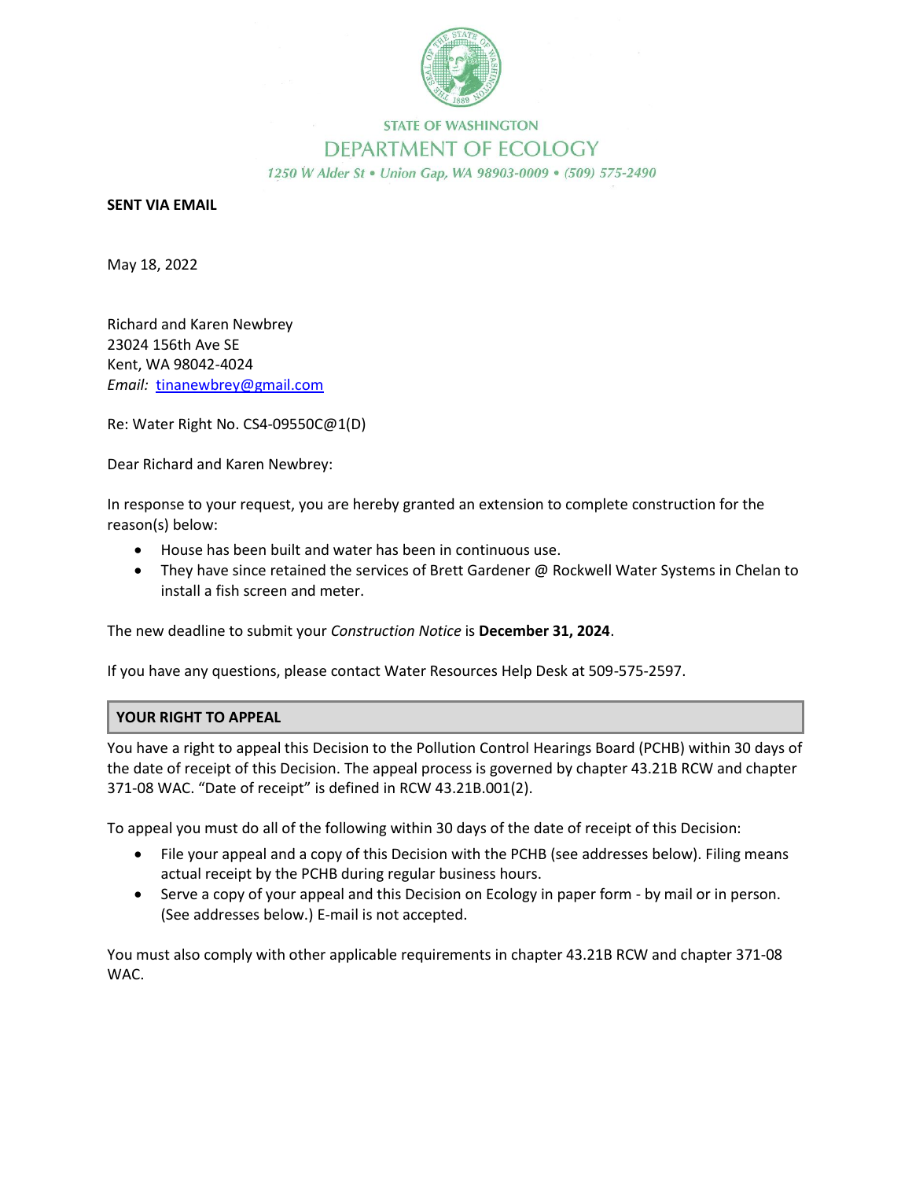STATE OF WASHINGTON

DEPARTMENT OF ECOLOGY

*1250 W Alder St • Union Gap, WA 98903-0009 • (509) 575-2490*

**SENT VIA EMAIL**

May 18, 2022

Richard and Karen Newbrey
23024 156th Ave SE
Kent, WA 98042-4024
*Email:* tinanewbrey@gmail.com

Re: Water Right No. CS4-09550C@1(D)

Dear Richard and Karen Newbrey:

In response to your request, you are hereby granted an extension to complete construction for the reason(s) below:

- House has been built and water has been in continuous use.
- They have since retained the services of Brett Gardener @ Rockwell Water Systems in Chelan to install a fish screen and meter.

The new deadline to submit your *Construction Notice* is **December 31, 2024**.

If you have any questions, please contact Water Resources Help Desk at 509-575-2597.

**YOUR RIGHT TO APPEAL**

You have a right to appeal this Decision to the Pollution Control Hearings Board (PCHB) within 30 days of the date of receipt of this Decision. The appeal process is governed by chapter 43.21B RCW and chapter 371-08 WAC. "Date of receipt" is defined in RCW 43.21B.001(2).

To appeal you must do all of the following within 30 days of the date of receipt of this Decision:

- File your appeal and a copy of this Decision with the PCHB (see addresses below). Filing means actual receipt by the PCHB during regular business hours.
- Serve a copy of your appeal and this Decision on Ecology in paper form - by mail or in person. (See addresses below.) E-mail is not accepted.

You must also comply with other applicable requirements in chapter 43.21B RCW and chapter 371-08 WAC.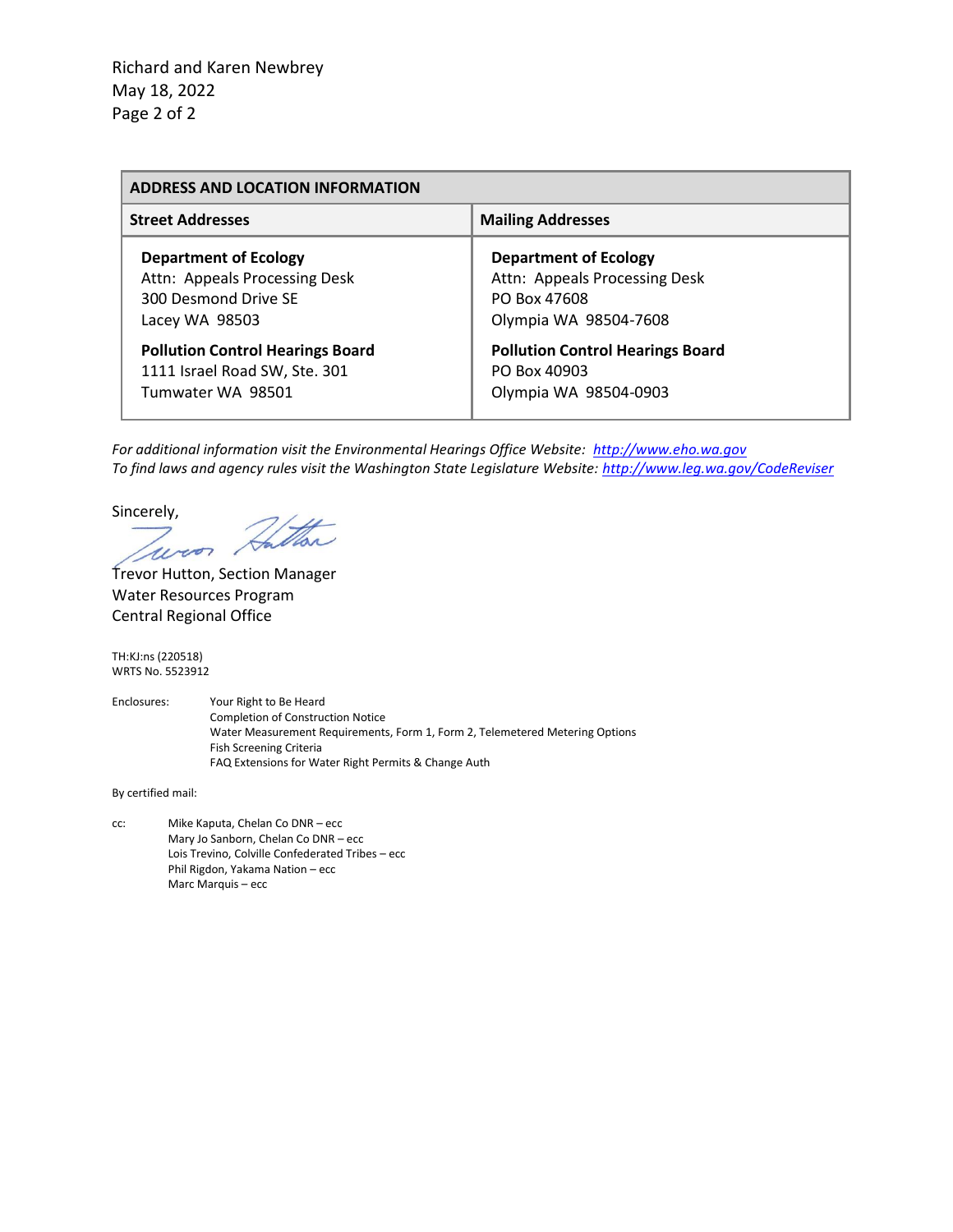| ADDRESS AND LOCATION INFORMATION | |
|---|---|
| **Street Addresses** | **Mailing Addresses** |
| **Department of Ecology**<br>Attn: Appeals Processing Desk<br>300 Desmond Drive SE<br>Lacey WA 98503 | **Department of Ecology**<br>Attn: Appeals Processing Desk<br>PO Box 47608<br>Olympia WA 98504-7608 |
| **Pollution Control Hearings Board**<br>1111 Israel Road SW, Ste. 301<br>Tumwater WA 98501 | **Pollution Control Hearings Board**<br>PO Box 40903<br>Olympia WA 98504-0903 |

*For additional information visit the Environmental Hearings Office Website: http://www.eho.wa.gov*
*To find laws and agency rules visit the Washington State Legislature Website: http://www.leg.wa.gov/CodeReviser*

Sincerely,

Trevor Hutton, Section Manager
Water Resources Program
Central Regional Office

TH:KJ:ns (220518)
WRTS No. 5523912

Enclosures:
- Your Right to Be Heard
- Completion of Construction Notice
- Water Measurement Requirements, Form 1, Form 2, Telemetered Metering Options
- Fish Screening Criteria
- FAQ Extensions for Water Right Permits & Change Auth

By certified mail:

cc:
- Mike Kaputa, Chelan Co DNR – ecc
- Mary Jo Sanborn, Chelan Co DNR – ecc
- Lois Trevino, Colville Confederated Tribes – ecc
- Phil Rigdon, Yakama Nation – ecc
- Marc Marquis – ecc